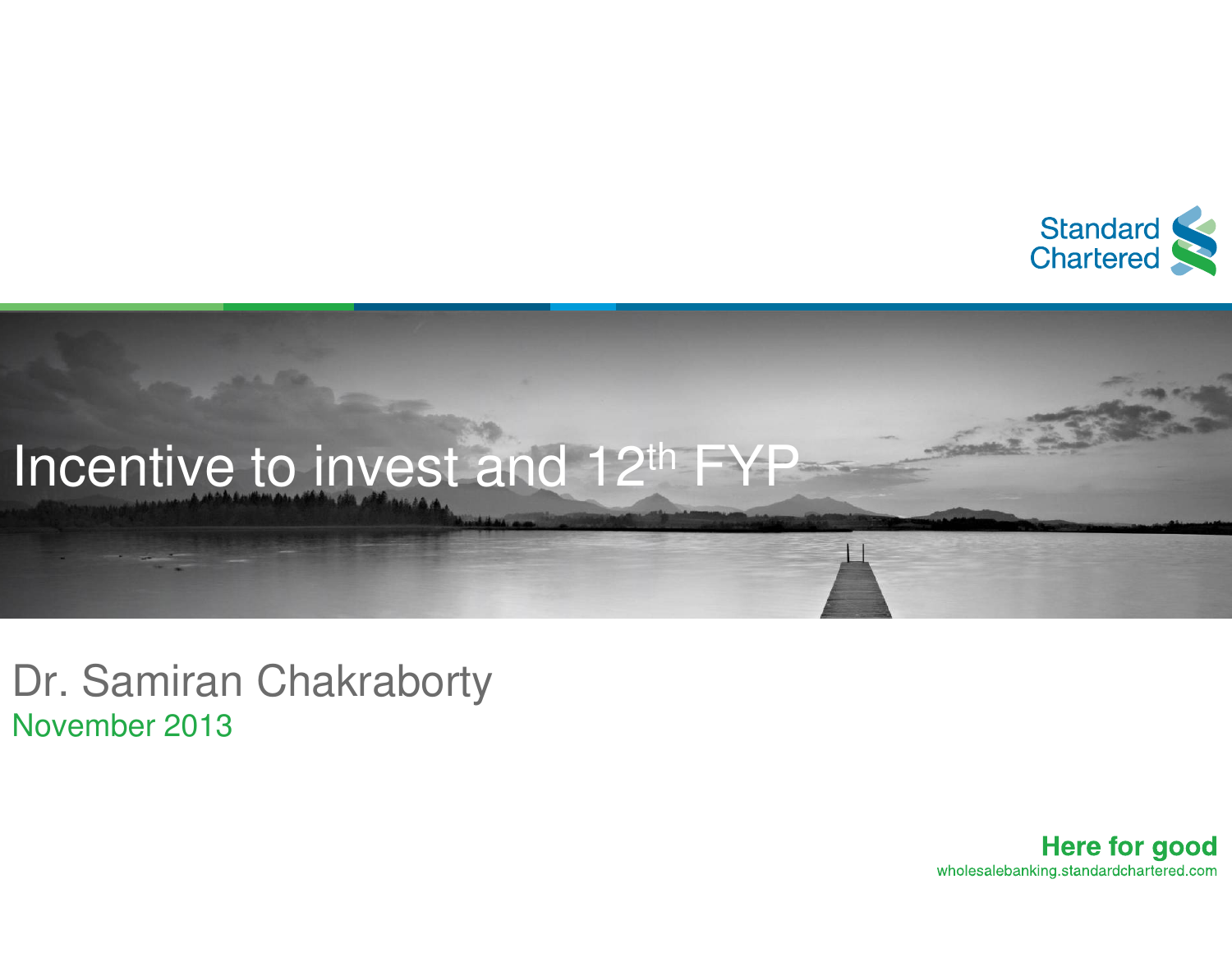Standard Chartered

# Incentive to invest and 12th FYP

Dr. Samiran Chakraborty

November 2013

**Here for good**

wholesalebanking.standardchartered.com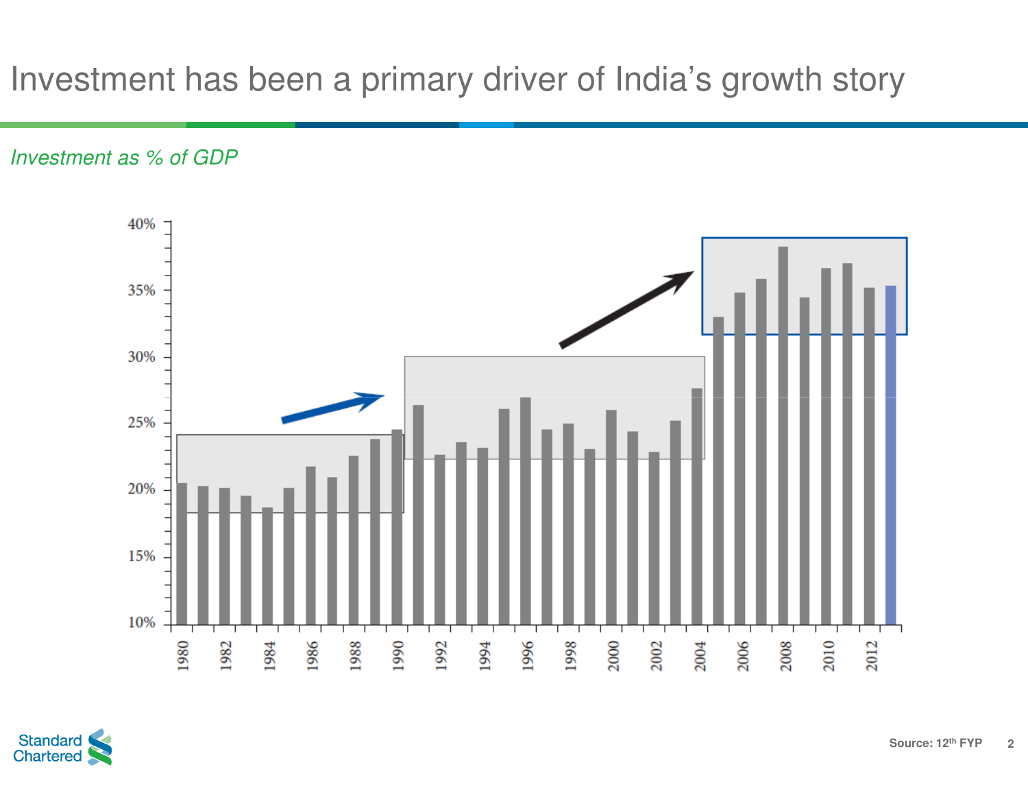# Investment has been a primary driver of India's growth story

*Investment as % of GDP*

Source: 12th FYP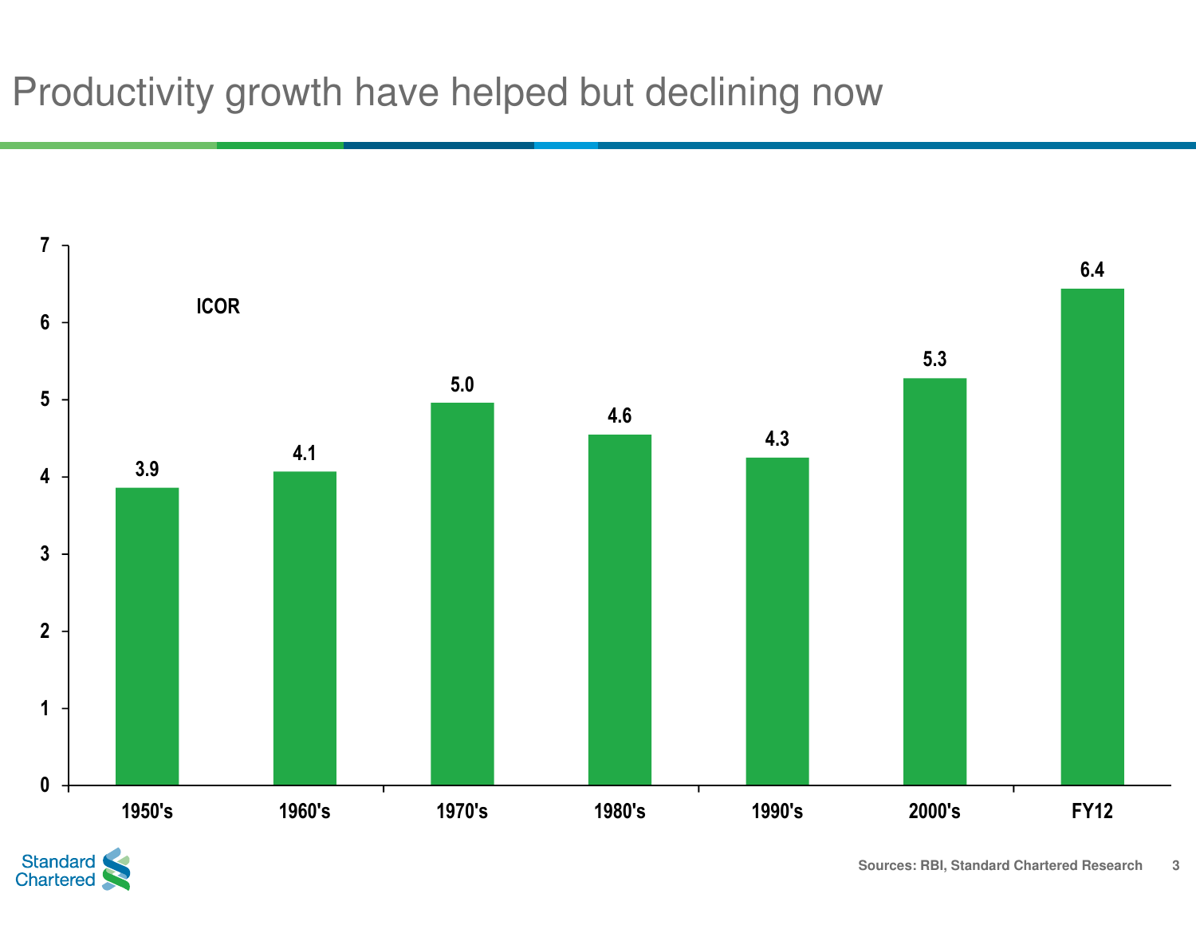# Productivity growth have helped but declining now

ICOR

| Period | ICOR |
|---|---|
| 1950's | 3.9 |
| 1960's | 4.1 |
| 1970's | 5.0 |
| 1980's | 4.6 |
| 1990's | 4.3 |
| 2000's | 5.3 |
| FY12 | 6.4 |

Sources: RBI, Standard Chartered Research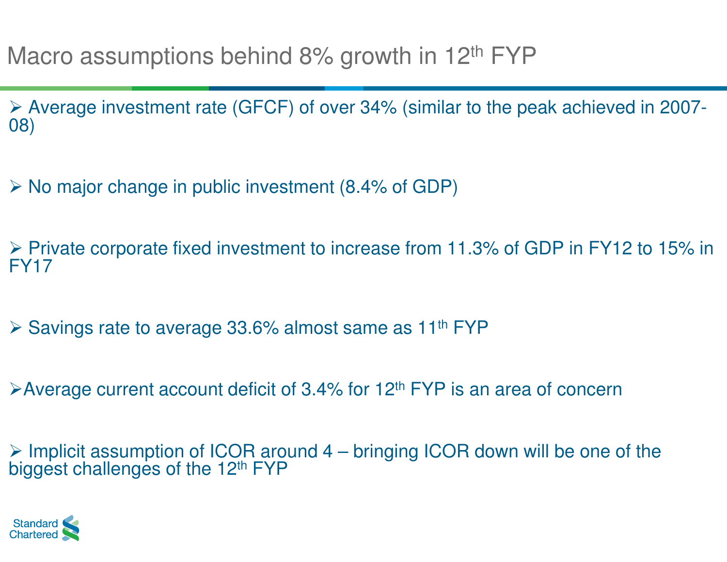# Macro assumptions behind 8% growth in 12th FYP

- Average investment rate (GFCF) of over 34% (similar to the peak achieved in 2007-08)

- No major change in public investment (8.4% of GDP)

- Private corporate fixed investment to increase from 11.3% of GDP in FY12 to 15% in FY17

- Savings rate to average 33.6% almost same as 11th FYP

- Average current account deficit of 3.4% for 12th FYP is an area of concern

- Implicit assumption of ICOR around 4 – bringing ICOR down will be one of the biggest challenges of the 12th FYP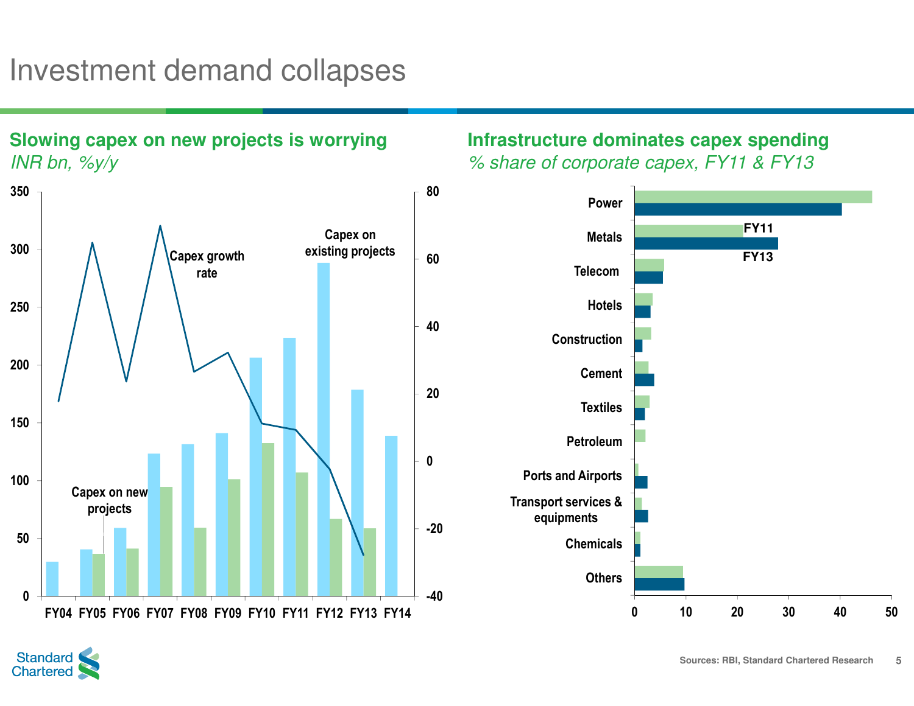# Investment demand collapses

## Slowing capex on new projects is worrying

*INR bn, %y/y*

Capex growth rate

Capex on existing projects

Capex on new projects

FY04 FY05 FY06 FY07 FY08 FY09 FY10 FY11 FY12 FY13 FY14

## Infrastructure dominates capex spending

*% share of corporate capex, FY11 & FY13*

FY11

FY13

Power, Metals, Telecom, Hotels, Construction, Cement, Textiles, Petroleum, Ports and Airports, Transport services & equipments, Chemicals, Others

Sources: RBI, Standard Chartered Research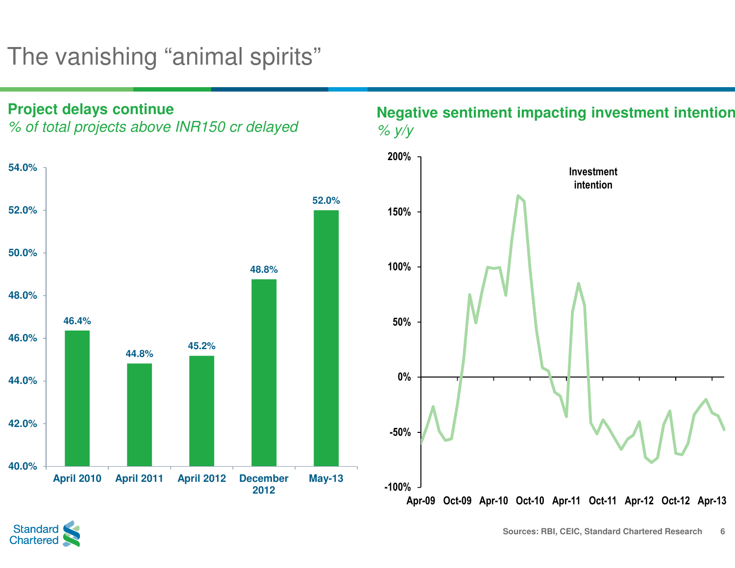# The vanishing "animal spirits"

**Project delays continue**

*% of total projects above INR150 cr delayed*

| Period | % of total projects delayed |
|---|---|
| April 2010 | 46.4% |
| April 2011 | 44.8% |
| April 2012 | 45.2% |
| December 2012 | 48.8% |
| May-13 | 52.0% |

**Negative sentiment impacting investment intention**

*% y/y*

Investment intention

Apr-09, Oct-09, Apr-10, Oct-10, Apr-11, Oct-11, Apr-12, Oct-12, Apr-13

Sources: RBI, CEIC, Standard Chartered Research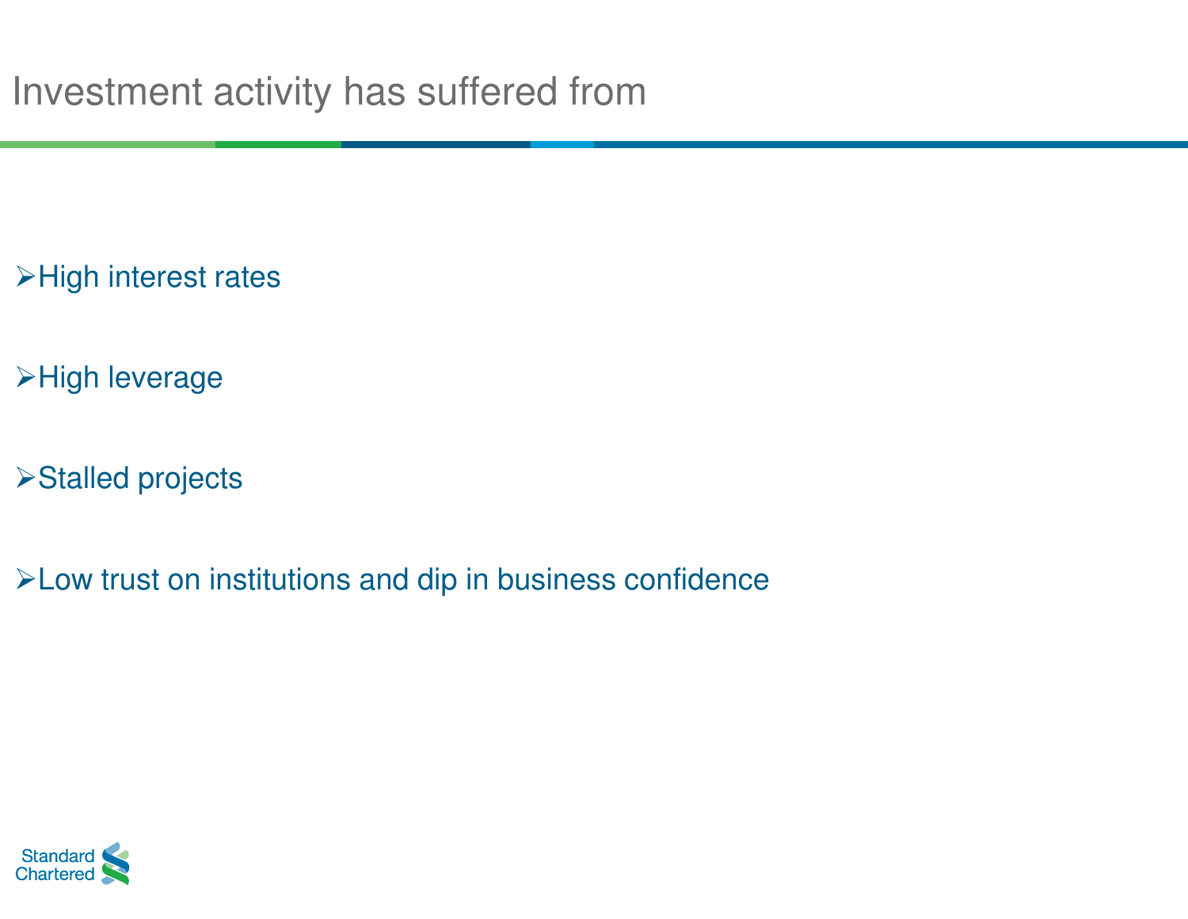# Investment activity has suffered from

- High interest rates
- High leverage
- Stalled projects
- Low trust on institutions and dip in business confidence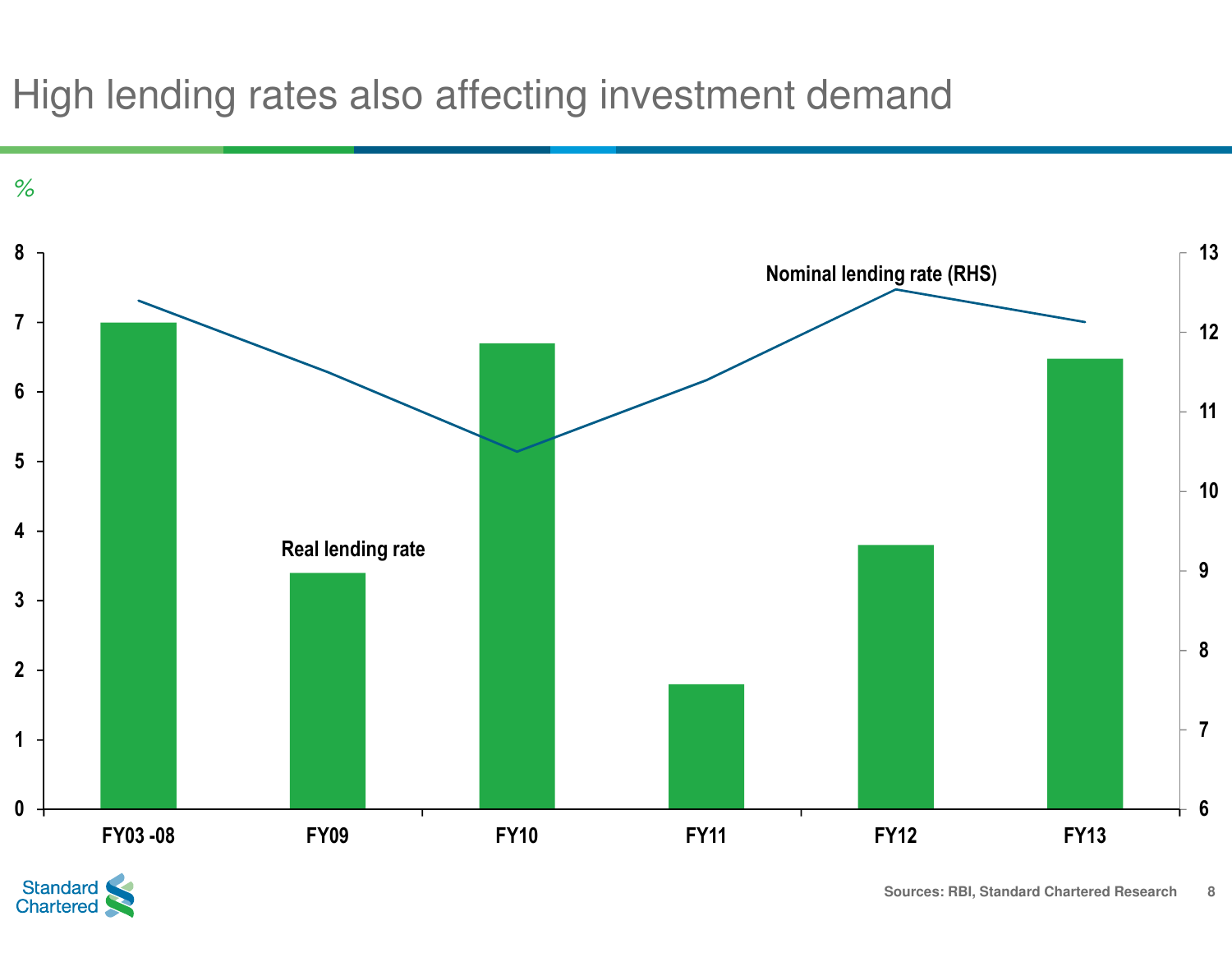# High lending rates also affecting investment demand

%

Nominal lending rate (RHS)

Real lending rate

FY03 -08, FY09, FY10, FY11, FY12, FY13

Sources: RBI, Standard Chartered Research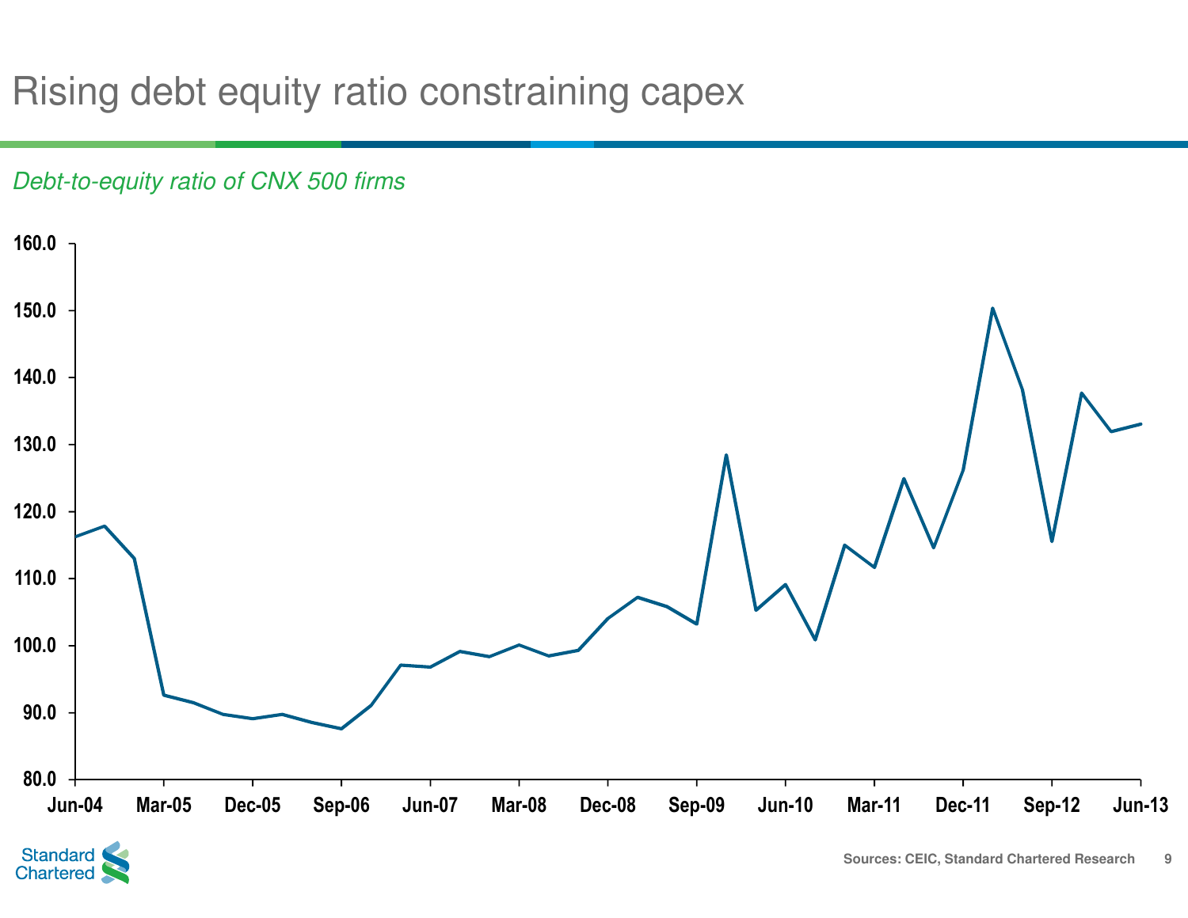# Rising debt equity ratio constraining capex

*Debt-to-equity ratio of CNX 500 firms*

Sources: CEIC, Standard Chartered Research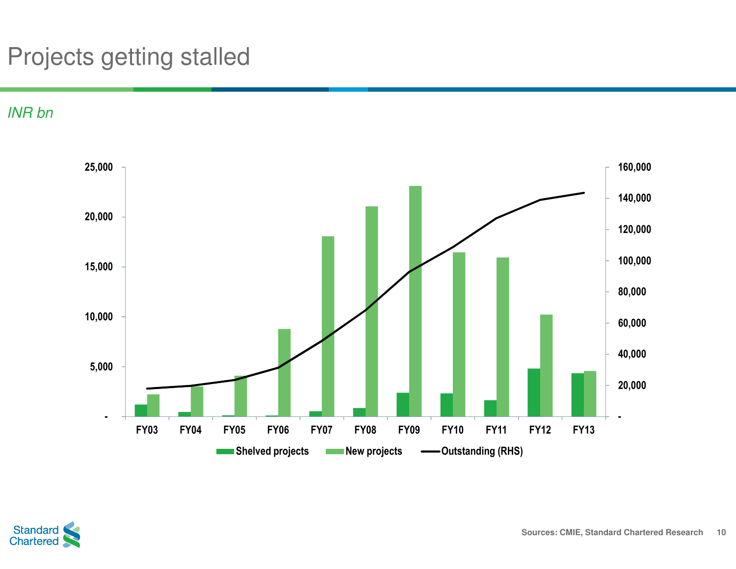# Projects getting stalled

*INR bn*

Shelved projects | New projects | Outstanding (RHS)

FY03 FY04 FY05 FY06 FY07 FY08 FY09 FY10 FY11 FY12 FY13

Sources: CMIE, Standard Chartered Research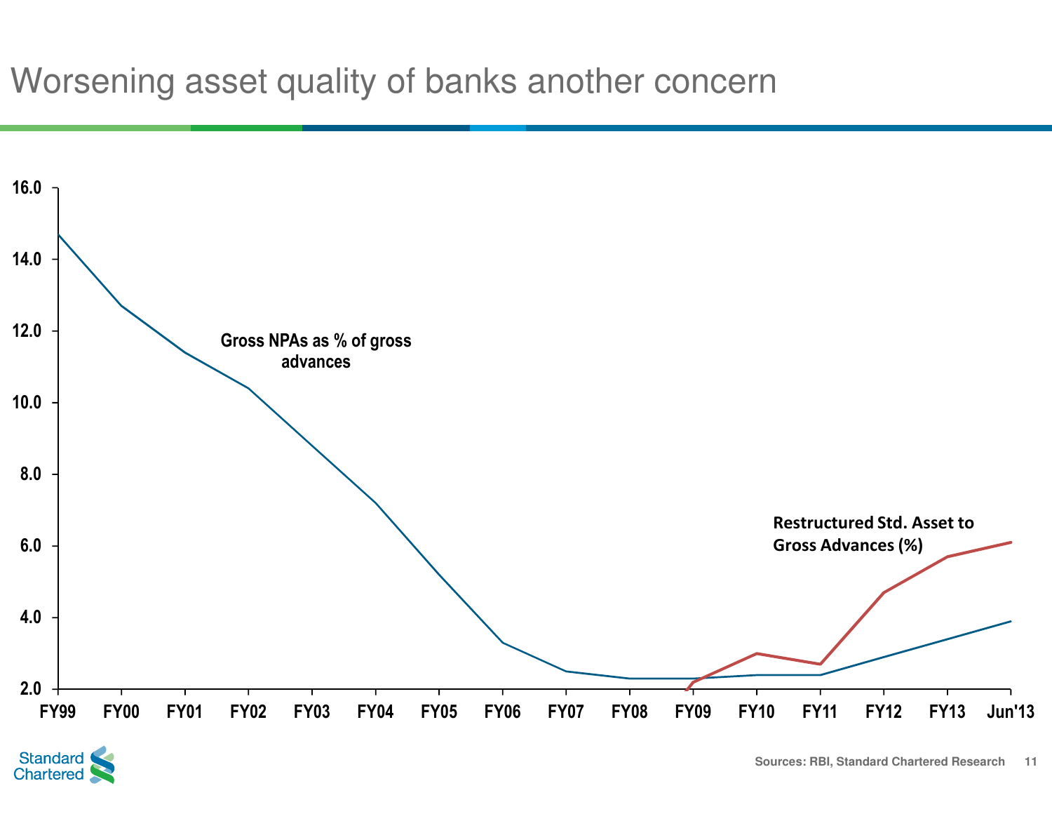# Worsening asset quality of banks another concern

Gross NPAs as % of gross advances

Restructured Std. Asset to Gross Advances (%)

16.0
14.0
12.0
10.0
8.0
6.0
4.0
2.0

FY99 FY00 FY01 FY02 FY03 FY04 FY05 FY06 FY07 FY08 FY09 FY10 FY11 FY12 FY13 Jun'13

Sources: RBI, Standard Chartered Research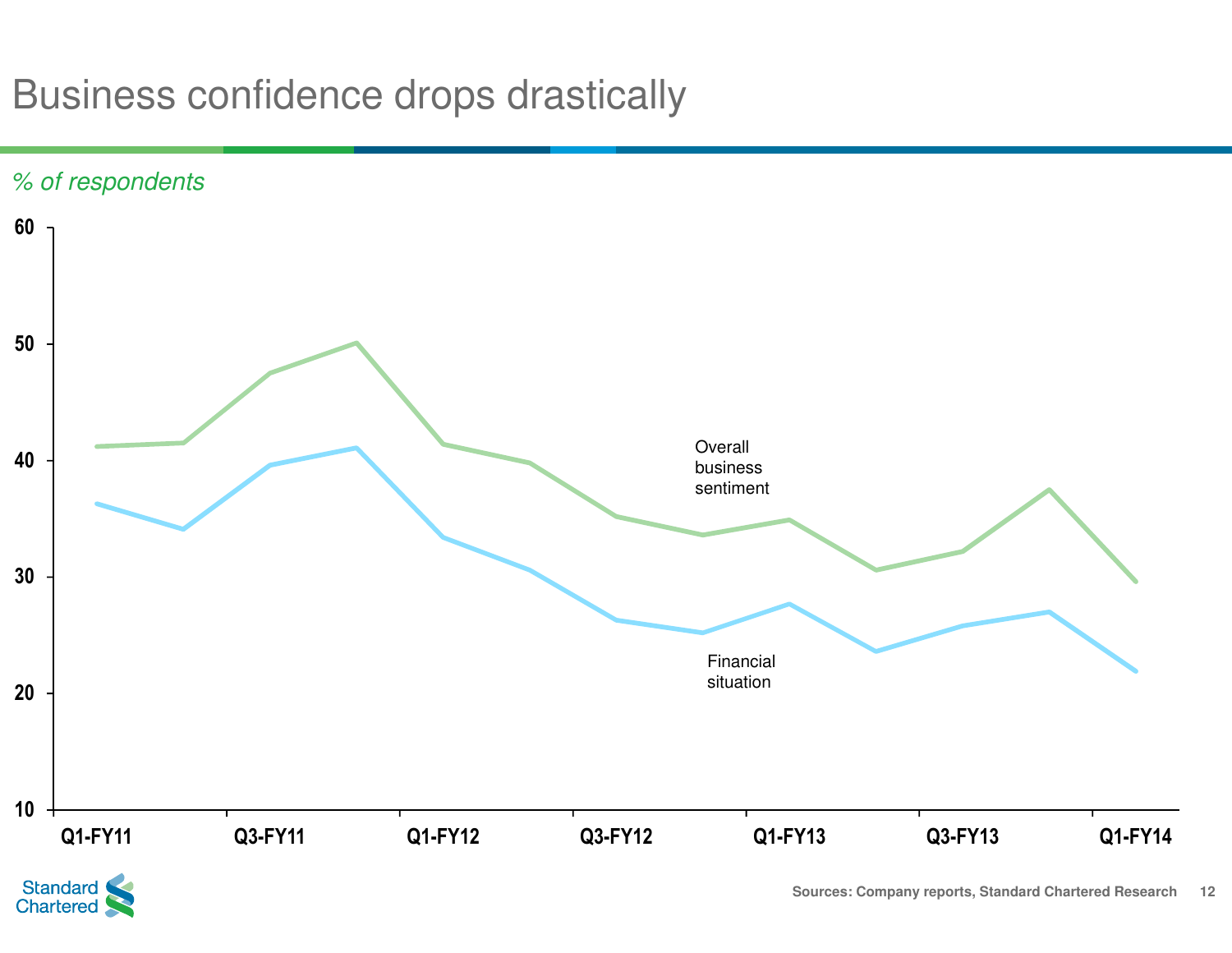# Business confidence drops drastically

*% of respondents*

60

50

40

30

20

10

Overall business sentiment

Financial situation

Q1-FY11 Q3-FY11 Q1-FY12 Q3-FY12 Q1-FY13 Q3-FY13 Q1-FY14

Sources: Company reports, Standard Chartered Research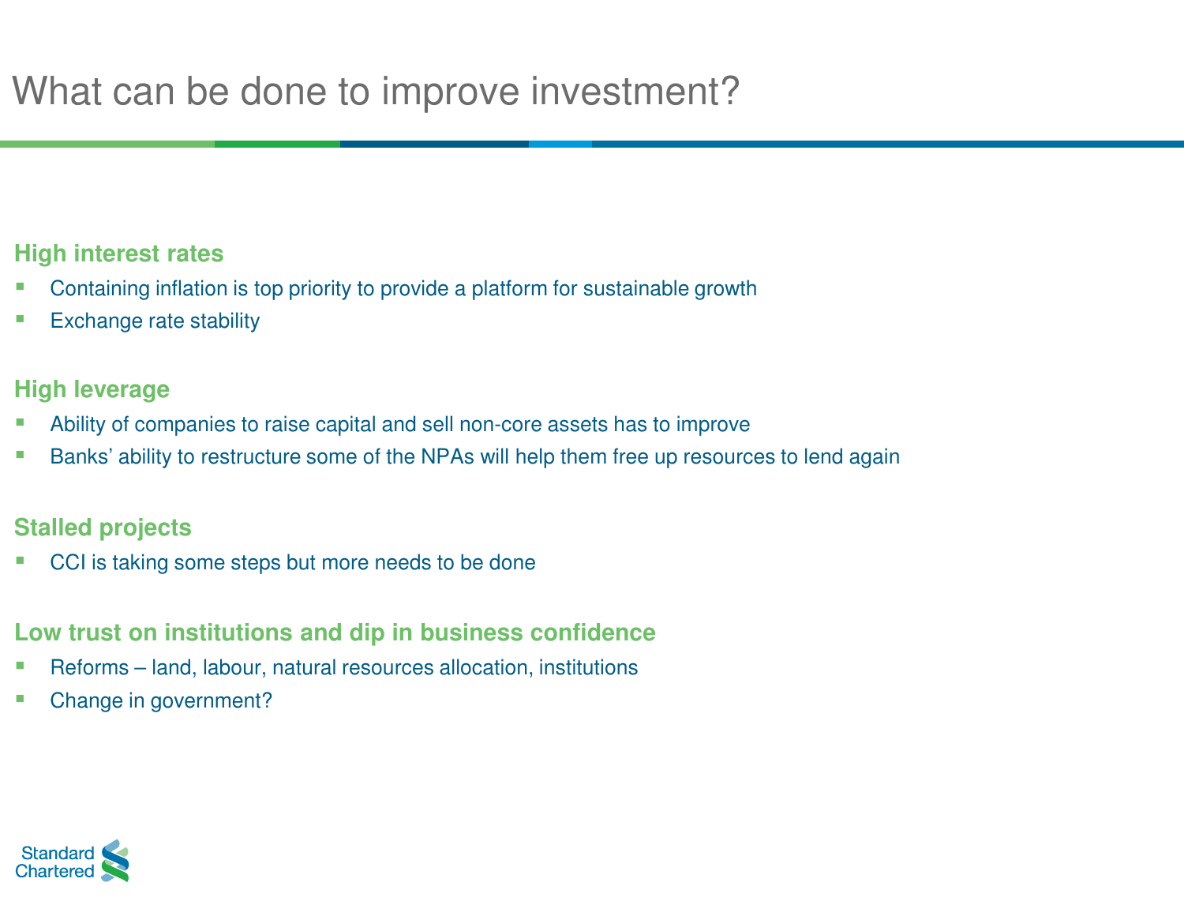# What can be done to improve investment?

### High interest rates

- Containing inflation is top priority to provide a platform for sustainable growth
- Exchange rate stability

### High leverage

- Ability of companies to raise capital and sell non-core assets has to improve
- Banks' ability to restructure some of the NPAs will help them free up resources to lend again

### Stalled projects

- CCI is taking some steps but more needs to be done

### Low trust on institutions and dip in business confidence

- Reforms – land, labour, natural resources allocation, institutions
- Change in government?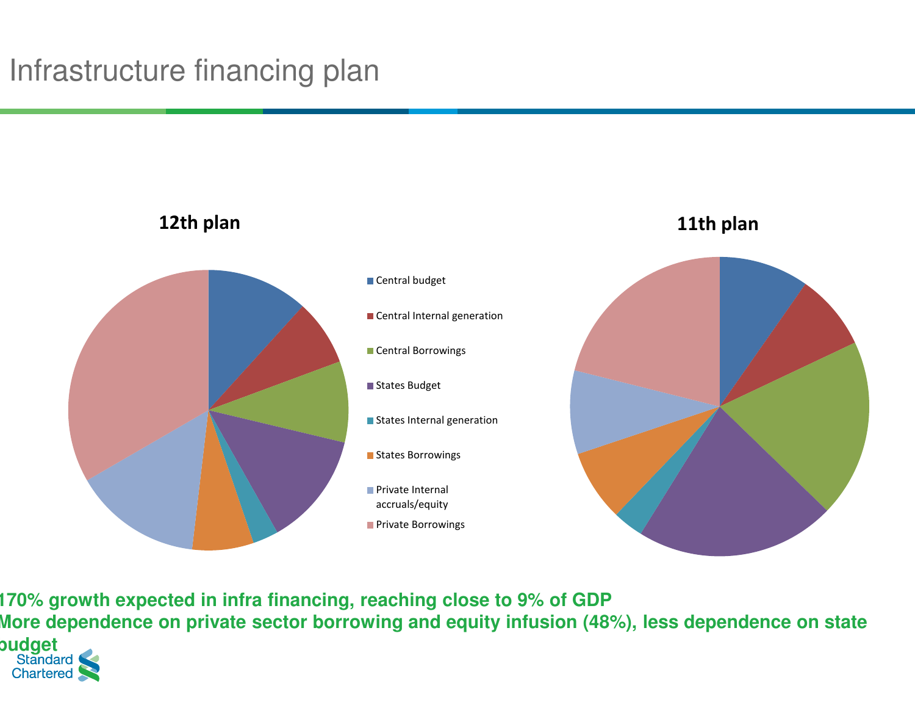# Infrastructure financing plan

**12th plan**

**11th plan**

- Central budget
- Central Internal generation
- Central Borrowings
- States Budget
- States Internal generation
- States Borrowings
- Private Internal accruals/equity
- Private Borrowings

**170% growth expected in infra financing, reaching close to 9% of GDP**

**More dependence on private sector borrowing and equity infusion (48%), less dependence on state budget**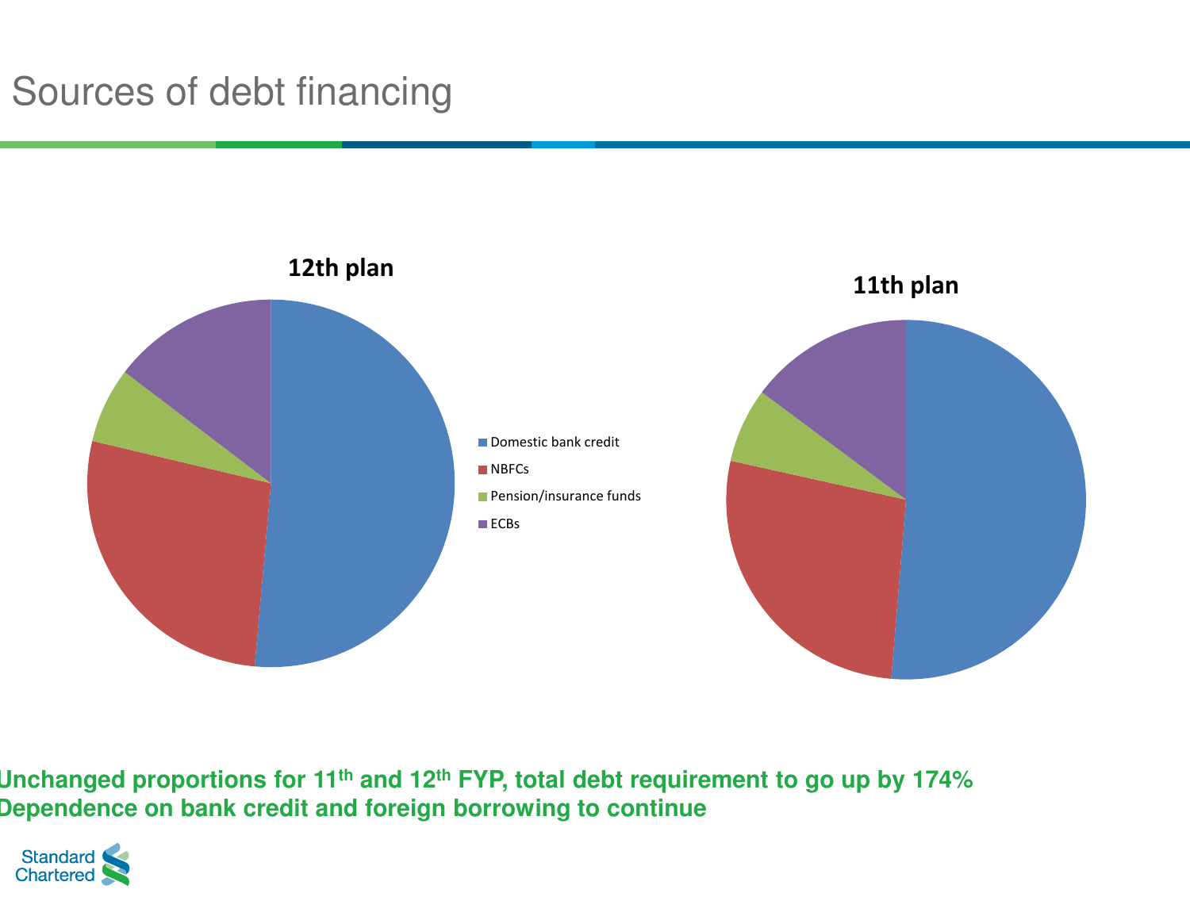# Sources of debt financing

**12th plan**

**11th plan**

- Domestic bank credit
- NBFCs
- Pension/insurance funds
- ECBs

**Unchanged proportions for 11th and 12th FYP, total debt requirement to go up by 174%**

**Dependence on bank credit and foreign borrowing to continue**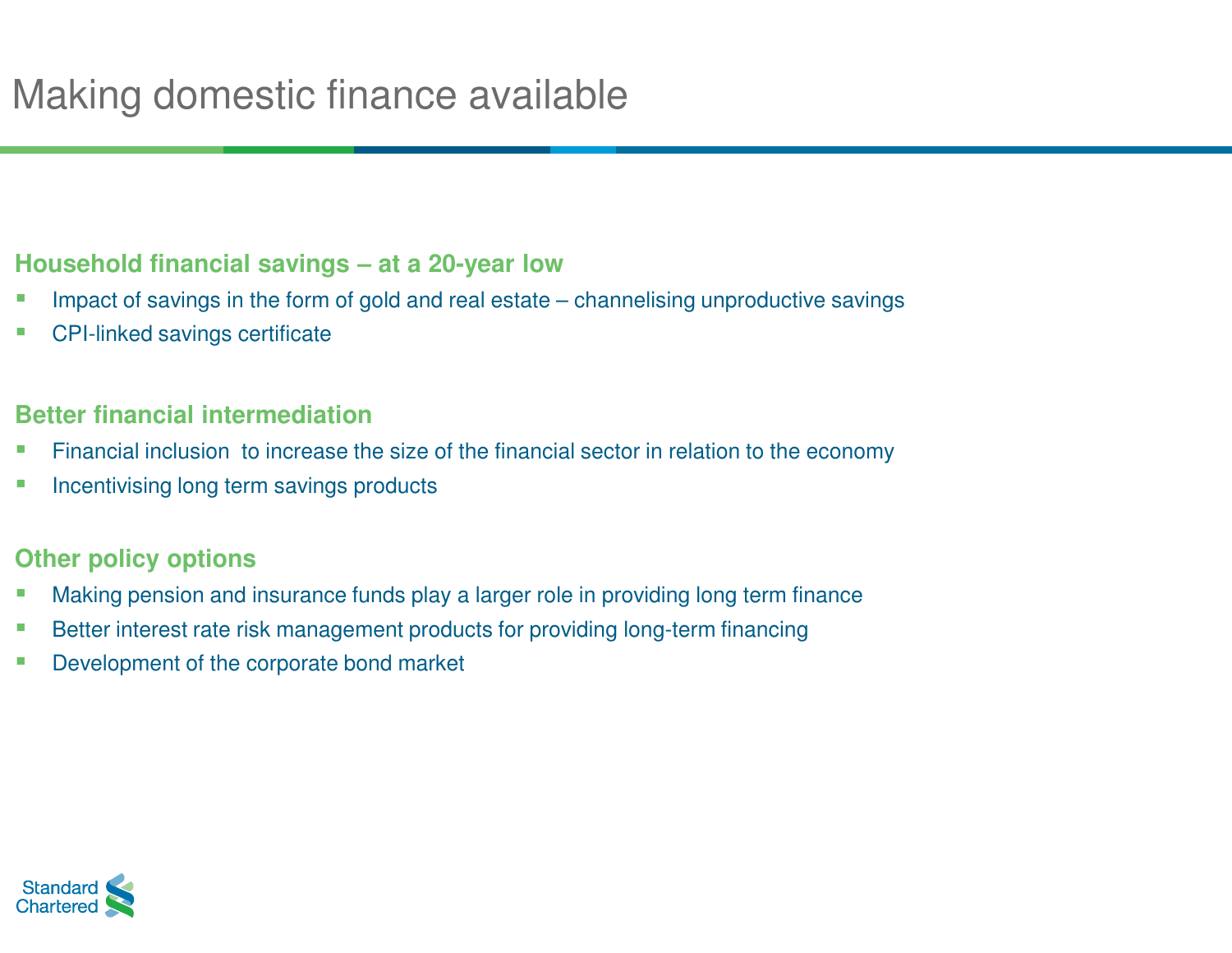# Making domestic finance available

## Household financial savings – at a 20-year low

- Impact of savings in the form of gold and real estate – channelising unproductive savings
- CPI-linked savings certificate

## Better financial intermediation

- Financial inclusion to increase the size of the financial sector in relation to the economy
- Incentivising long term savings products

## Other policy options

- Making pension and insurance funds play a larger role in providing long term finance
- Better interest rate risk management products for providing long-term financing
- Development of the corporate bond market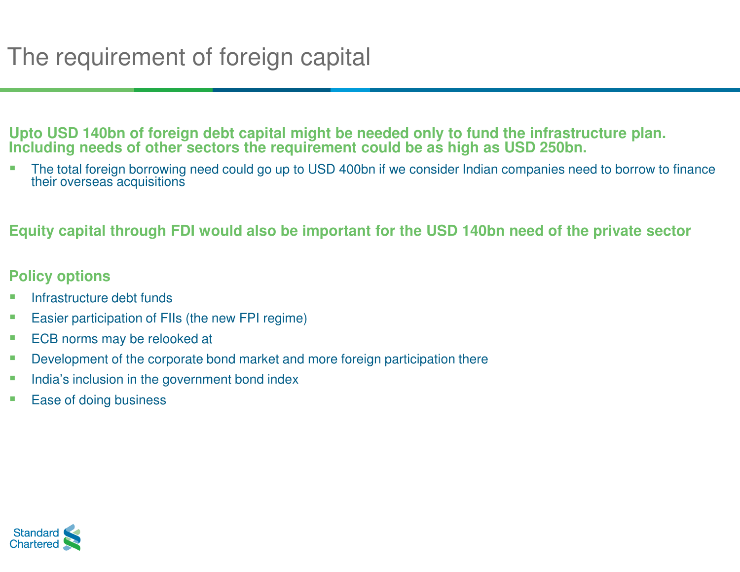# The requirement of foreign capital

**Upto USD 140bn of foreign debt capital might be needed only to fund the infrastructure plan. Including needs of other sectors the requirement could be as high as USD 250bn.**

- The total foreign borrowing need could go up to USD 400bn if we consider Indian companies need to borrow to finance their overseas acquisitions

**Equity capital through FDI would also be important for the USD 140bn need of the private sector**

**Policy options**

- Infrastructure debt funds
- Easier participation of FIIs (the new FPI regime)
- ECB norms may be relooked at
- Development of the corporate bond market and more foreign participation there
- India's inclusion in the government bond index
- Ease of doing business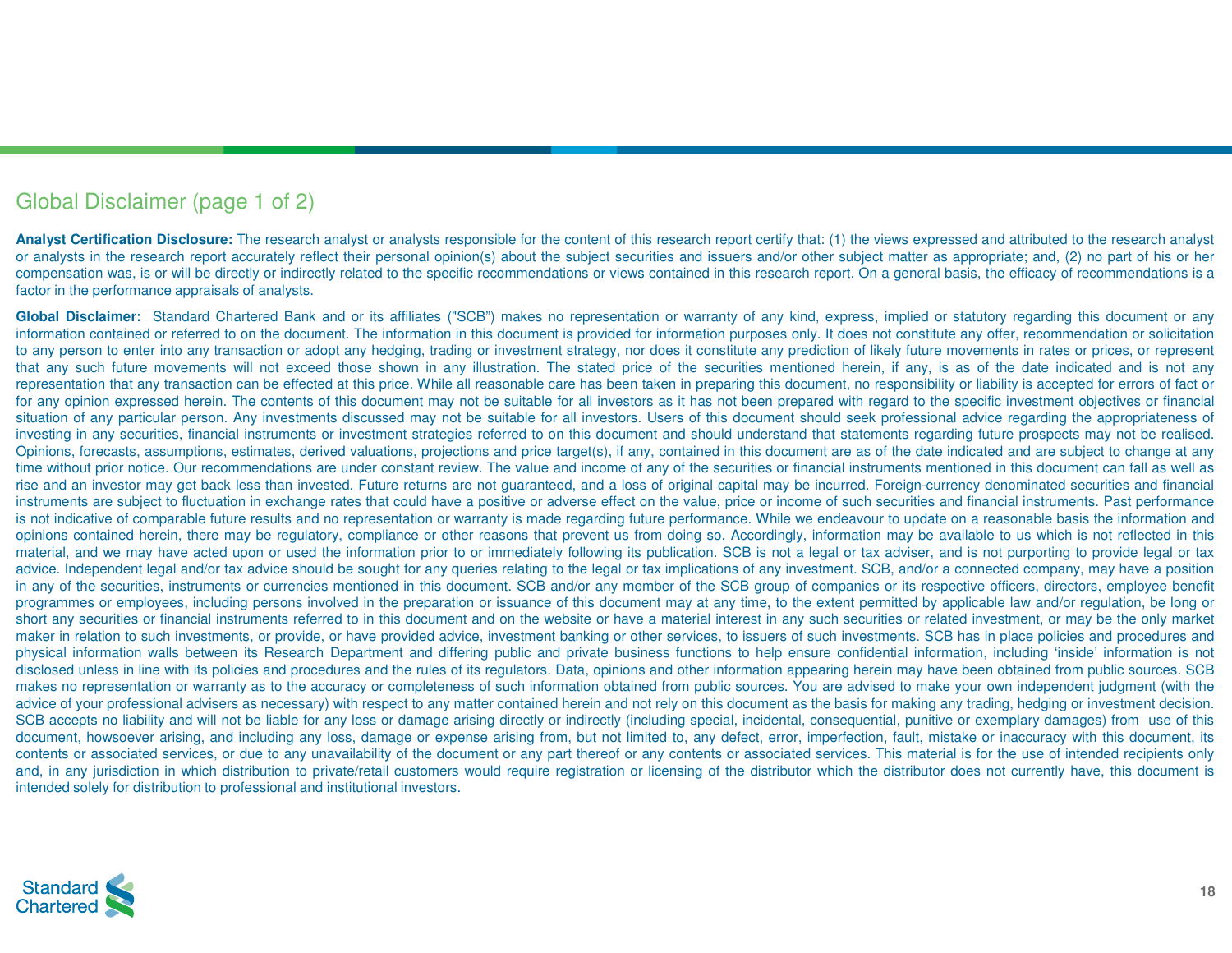## Global Disclaimer (page 1 of 2)

**Analyst Certification Disclosure:** The research analyst or analysts responsible for the content of this research report certify that: (1) the views expressed and attributed to the research analyst or analysts in the research report accurately reflect their personal opinion(s) about the subject securities and issuers and/or other subject matter as appropriate; and, (2) no part of his or her compensation was, is or will be directly or indirectly related to the specific recommendations or views contained in this research report. On a general basis, the efficacy of recommendations is a factor in the performance appraisals of analysts.

**Global Disclaimer:** Standard Chartered Bank and or its affiliates ("SCB") makes no representation or warranty of any kind, express, implied or statutory regarding this document or any information contained or referred to on the document. The information in this document is provided for information purposes only. It does not constitute any offer, recommendation or solicitation to any person to enter into any transaction or adopt any hedging, trading or investment strategy, nor does it constitute any prediction of likely future movements in rates or prices, or represent that any such future movements will not exceed those shown in any illustration. The stated price of the securities mentioned herein, if any, is as of the date indicated and is not any representation that any transaction can be effected at this price. While all reasonable care has been taken in preparing this document, no responsibility or liability is accepted for errors of fact or for any opinion expressed herein. The contents of this document may not be suitable for all investors as it has not been prepared with regard to the specific investment objectives or financial situation of any particular person. Any investments discussed may not be suitable for all investors. Users of this document should seek professional advice regarding the appropriateness of investing in any securities, financial instruments or investment strategies referred to on this document and should understand that statements regarding future prospects may not be realised. Opinions, forecasts, assumptions, estimates, derived valuations, projections and price target(s), if any, contained in this document are as of the date indicated and are subject to change at any time without prior notice. Our recommendations are under constant review. The value and income of any of the securities or financial instruments mentioned in this document can fall as well as rise and an investor may get back less than invested. Future returns are not guaranteed, and a loss of original capital may be incurred. Foreign-currency denominated securities and financial instruments are subject to fluctuation in exchange rates that could have a positive or adverse effect on the value, price or income of such securities and financial instruments. Past performance is not indicative of comparable future results and no representation or warranty is made regarding future performance. While we endeavour to update on a reasonable basis the information and opinions contained herein, there may be regulatory, compliance or other reasons that prevent us from doing so. Accordingly, information may be available to us which is not reflected in this material, and we may have acted upon or used the information prior to or immediately following its publication. SCB is not a legal or tax adviser, and is not purporting to provide legal or tax advice. Independent legal and/or tax advice should be sought for any queries relating to the legal or tax implications of any investment. SCB, and/or a connected company, may have a position in any of the securities, instruments or currencies mentioned in this document. SCB and/or any member of the SCB group of companies or its respective officers, directors, employee benefit programmes or employees, including persons involved in the preparation or issuance of this document may at any time, to the extent permitted by applicable law and/or regulation, be long or short any securities or financial instruments referred to in this document and on the website or have a material interest in any such securities or related investment, or may be the only market maker in relation to such investments, or provide, or have provided advice, investment banking or other services, to issuers of such investments. SCB has in place policies and procedures and physical information walls between its Research Department and differing public and private business functions to help ensure confidential information, including 'inside' information is not disclosed unless in line with its policies and procedures and the rules of its regulators. Data, opinions and other information appearing herein may have been obtained from public sources. SCB makes no representation or warranty as to the accuracy or completeness of such information obtained from public sources. You are advised to make your own independent judgment (with the advice of your professional advisers as necessary) with respect to any matter contained herein and not rely on this document as the basis for making any trading, hedging or investment decision. SCB accepts no liability and will not be liable for any loss or damage arising directly or indirectly (including special, incidental, consequential, punitive or exemplary damages) from use of this document, howsoever arising, and including any loss, damage or expense arising from, but not limited to, any defect, error, imperfection, fault, mistake or inaccuracy with this document, its contents or associated services, or due to any unavailability of the document or any part thereof or any contents or associated services. This material is for the use of intended recipients only and, in any jurisdiction in which distribution to private/retail customers would require registration or licensing of the distributor which the distributor does not currently have, this document is intended solely for distribution to professional and institutional investors.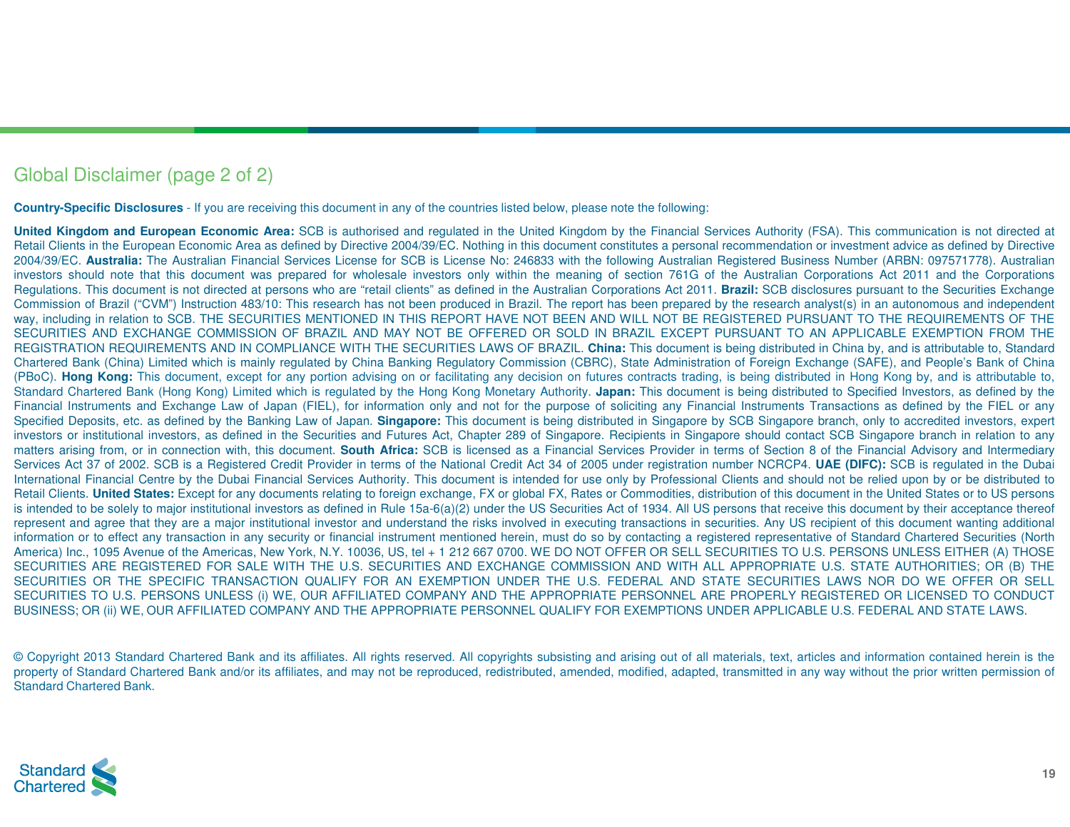## Global Disclaimer (page 2 of 2)

**Country-Specific Disclosures** - If you are receiving this document in any of the countries listed below, please note the following:

**United Kingdom and European Economic Area:** SCB is authorised and regulated in the United Kingdom by the Financial Services Authority (FSA). This communication is not directed at Retail Clients in the European Economic Area as defined by Directive 2004/39/EC. Nothing in this document constitutes a personal recommendation or investment advice as defined by Directive 2004/39/EC. **Australia:** The Australian Financial Services License for SCB is License No: 246833 with the following Australian Registered Business Number (ARBN: 097571778). Australian investors should note that this document was prepared for wholesale investors only within the meaning of section 761G of the Australian Corporations Act 2011 and the Corporations Regulations. This document is not directed at persons who are "retail clients" as defined in the Australian Corporations Act 2011. **Brazil:** SCB disclosures pursuant to the Securities Exchange Commission of Brazil ("CVM") Instruction 483/10: This research has not been produced in Brazil. The report has been prepared by the research analyst(s) in an autonomous and independent way, including in relation to SCB. THE SECURITIES MENTIONED IN THIS REPORT HAVE NOT BEEN AND WILL NOT BE REGISTERED PURSUANT TO THE REQUIREMENTS OF THE SECURITIES AND EXCHANGE COMMISSION OF BRAZIL AND MAY NOT BE OFFERED OR SOLD IN BRAZIL EXCEPT PURSUANT TO AN APPLICABLE EXEMPTION FROM THE REGISTRATION REQUIREMENTS AND IN COMPLIANCE WITH THE SECURITIES LAWS OF BRAZIL. **China:** This document is being distributed in China by, and is attributable to, Standard Chartered Bank (China) Limited which is mainly regulated by China Banking Regulatory Commission (CBRC), State Administration of Foreign Exchange (SAFE), and People's Bank of China (PBoC). **Hong Kong:** This document, except for any portion advising on or facilitating any decision on futures contracts trading, is being distributed in Hong Kong by, and is attributable to, Standard Chartered Bank (Hong Kong) Limited which is regulated by the Hong Kong Monetary Authority. **Japan:** This document is being distributed to Specified Investors, as defined by the Financial Instruments and Exchange Law of Japan (FIEL), for information only and not for the purpose of soliciting any Financial Instruments Transactions as defined by the FIEL or any Specified Deposits, etc. as defined by the Banking Law of Japan. **Singapore:** This document is being distributed in Singapore by SCB Singapore branch, only to accredited investors, expert investors or institutional investors, as defined in the Securities and Futures Act, Chapter 289 of Singapore. Recipients in Singapore should contact SCB Singapore branch in relation to any matters arising from, or in connection with, this document. **South Africa:** SCB is licensed as a Financial Services Provider in terms of Section 8 of the Financial Advisory and Intermediary Services Act 37 of 2002. SCB is a Registered Credit Provider in terms of the National Credit Act 34 of 2005 under registration number NCRCP4. **UAE (DIFC):** SCB is regulated in the Dubai International Financial Centre by the Dubai Financial Services Authority. This document is intended for use only by Professional Clients and should not be relied upon by or be distributed to Retail Clients. **United States:** Except for any documents relating to foreign exchange, FX or global FX, Rates or Commodities, distribution of this document in the United States or to US persons is intended to be solely to major institutional investors as defined in Rule 15a-6(a)(2) under the US Securities Act of 1934. All US persons that receive this document by their acceptance thereof represent and agree that they are a major institutional investor and understand the risks involved in executing transactions in securities. Any US recipient of this document wanting additional information or to effect any transaction in any security or financial instrument mentioned herein, must do so by contacting a registered representative of Standard Chartered Securities (North America) Inc., 1095 Avenue of the Americas, New York, N.Y. 10036, US, tel + 1 212 667 0700. WE DO NOT OFFER OR SELL SECURITIES TO U.S. PERSONS UNLESS EITHER (A) THOSE SECURITIES ARE REGISTERED FOR SALE WITH THE U.S. SECURITIES AND EXCHANGE COMMISSION AND WITH ALL APPROPRIATE U.S. STATE AUTHORITIES; OR (B) THE SECURITIES OR THE SPECIFIC TRANSACTION QUALIFY FOR AN EXEMPTION UNDER THE U.S. FEDERAL AND STATE SECURITIES LAWS NOR DO WE OFFER OR SELL SECURITIES TO U.S. PERSONS UNLESS (i) WE, OUR AFFILIATED COMPANY AND THE APPROPRIATE PERSONNEL ARE PROPERLY REGISTERED OR LICENSED TO CONDUCT BUSINESS; OR (ii) WE, OUR AFFILIATED COMPANY AND THE APPROPRIATE PERSONNEL QUALIFY FOR EXEMPTIONS UNDER APPLICABLE U.S. FEDERAL AND STATE LAWS.

© Copyright 2013 Standard Chartered Bank and its affiliates. All rights reserved. All copyrights subsisting and arising out of all materials, text, articles and information contained herein is the property of Standard Chartered Bank and/or its affiliates, and may not be reproduced, redistributed, amended, modified, adapted, transmitted in any way without the prior written permission of Standard Chartered Bank.

Standard Chartered